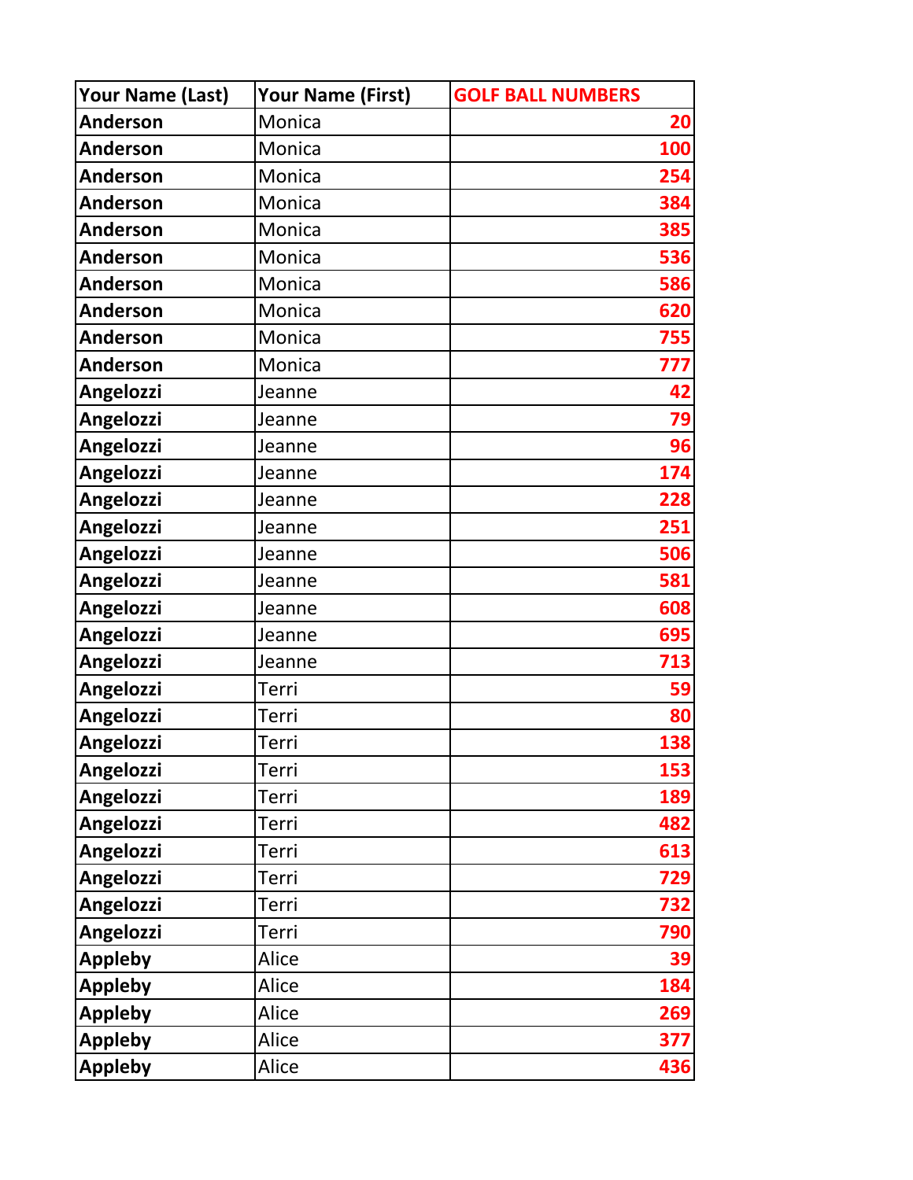| Your Name (Last) | Your Name (First) | GOLF BALL NUMBERS |
|---|---|---|
| **Anderson** | Monica | **20** |
| **Anderson** | Monica | **100** |
| **Anderson** | Monica | **254** |
| **Anderson** | Monica | **384** |
| **Anderson** | Monica | **385** |
| **Anderson** | Monica | **536** |
| **Anderson** | Monica | **586** |
| **Anderson** | Monica | **620** |
| **Anderson** | Monica | **755** |
| **Anderson** | Monica | **777** |
| **Angelozzi** | Jeanne | **42** |
| **Angelozzi** | Jeanne | **79** |
| **Angelozzi** | Jeanne | **96** |
| **Angelozzi** | Jeanne | **174** |
| **Angelozzi** | Jeanne | **228** |
| **Angelozzi** | Jeanne | **251** |
| **Angelozzi** | Jeanne | **506** |
| **Angelozzi** | Jeanne | **581** |
| **Angelozzi** | Jeanne | **608** |
| **Angelozzi** | Jeanne | **695** |
| **Angelozzi** | Jeanne | **713** |
| **Angelozzi** | Terri | **59** |
| **Angelozzi** | Terri | **80** |
| **Angelozzi** | Terri | **138** |
| **Angelozzi** | Terri | **153** |
| **Angelozzi** | Terri | **189** |
| **Angelozzi** | Terri | **482** |
| **Angelozzi** | Terri | **613** |
| **Angelozzi** | Terri | **729** |
| **Angelozzi** | Terri | **732** |
| **Angelozzi** | Terri | **790** |
| **Appleby** | Alice | **39** |
| **Appleby** | Alice | **184** |
| **Appleby** | Alice | **269** |
| **Appleby** | Alice | **377** |
| **Appleby** | Alice | **436** |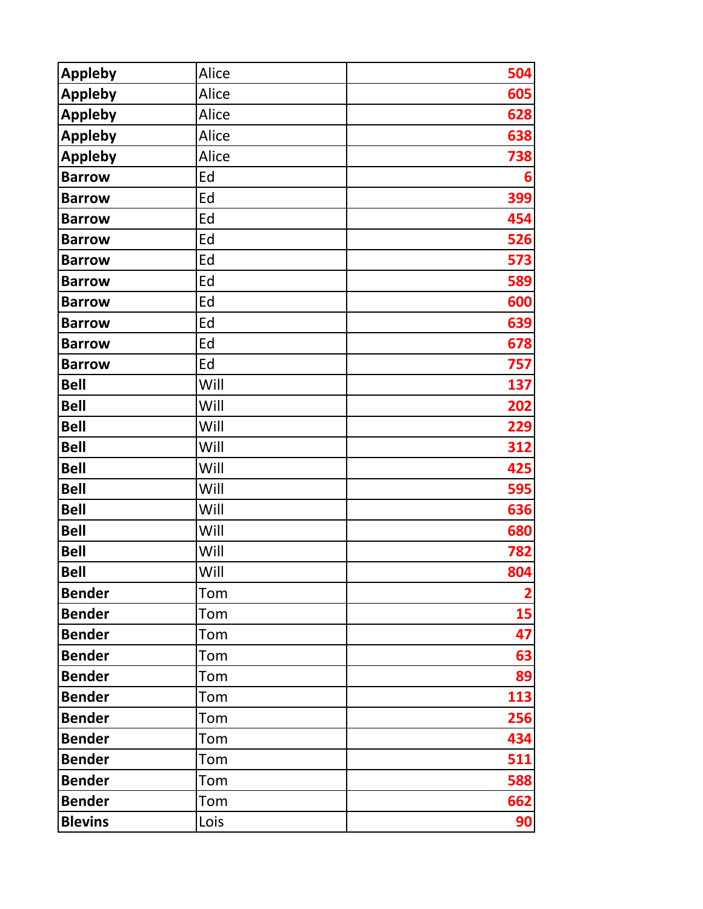| | | |
|---|---|---|
| **Appleby** | Alice | **504** |
| **Appleby** | Alice | **605** |
| **Appleby** | Alice | **628** |
| **Appleby** | Alice | **638** |
| **Appleby** | Alice | **738** |
| **Barrow** | Ed | **6** |
| **Barrow** | Ed | **399** |
| **Barrow** | Ed | **454** |
| **Barrow** | Ed | **526** |
| **Barrow** | Ed | **573** |
| **Barrow** | Ed | **589** |
| **Barrow** | Ed | **600** |
| **Barrow** | Ed | **639** |
| **Barrow** | Ed | **678** |
| **Barrow** | Ed | **757** |
| **Bell** | Will | **137** |
| **Bell** | Will | **202** |
| **Bell** | Will | **229** |
| **Bell** | Will | **312** |
| **Bell** | Will | **425** |
| **Bell** | Will | **595** |
| **Bell** | Will | **636** |
| **Bell** | Will | **680** |
| **Bell** | Will | **782** |
| **Bell** | Will | **804** |
| **Bender** | Tom | **2** |
| **Bender** | Tom | **15** |
| **Bender** | Tom | **47** |
| **Bender** | Tom | **63** |
| **Bender** | Tom | **89** |
| **Bender** | Tom | **113** |
| **Bender** | Tom | **256** |
| **Bender** | Tom | **434** |
| **Bender** | Tom | **511** |
| **Bender** | Tom | **588** |
| **Bender** | Tom | **662** |
| **Blevins** | Lois | **90** |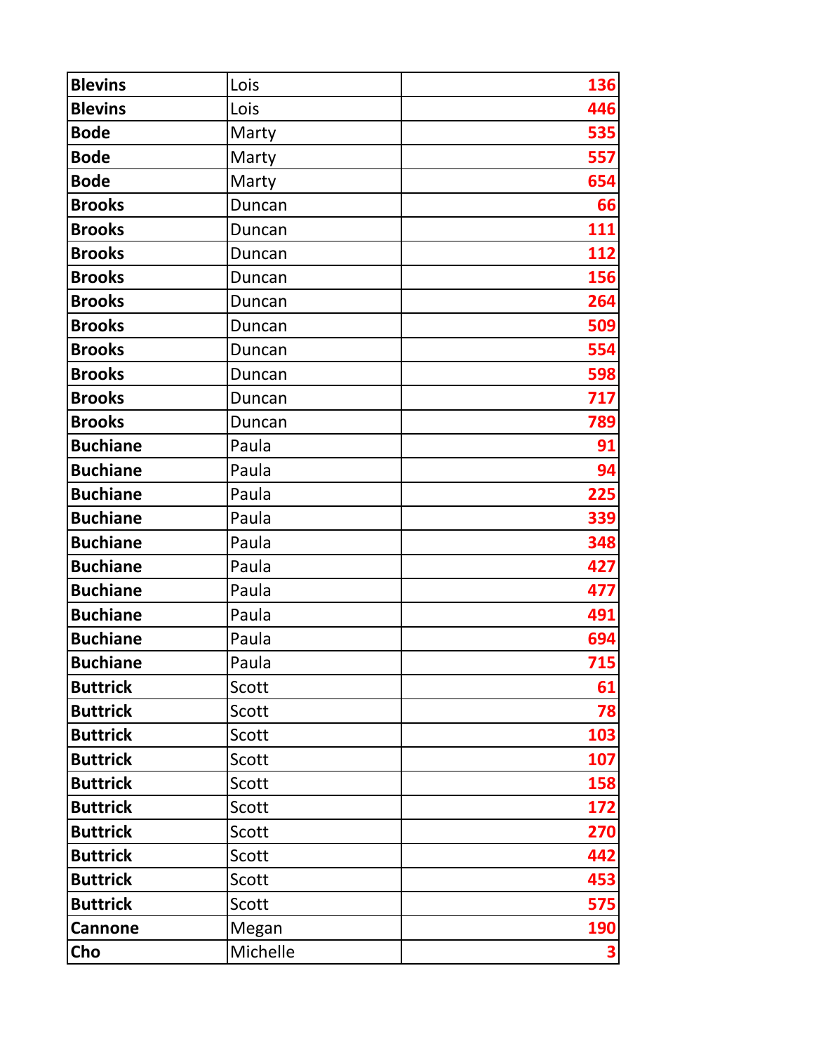| | | |
|---|---|---|
| **Blevins** | Lois | **136** |
| **Blevins** | Lois | **446** |
| **Bode** | Marty | **535** |
| **Bode** | Marty | **557** |
| **Bode** | Marty | **654** |
| **Brooks** | Duncan | **66** |
| **Brooks** | Duncan | **111** |
| **Brooks** | Duncan | **112** |
| **Brooks** | Duncan | **156** |
| **Brooks** | Duncan | **264** |
| **Brooks** | Duncan | **509** |
| **Brooks** | Duncan | **554** |
| **Brooks** | Duncan | **598** |
| **Brooks** | Duncan | **717** |
| **Brooks** | Duncan | **789** |
| **Buchiane** | Paula | **91** |
| **Buchiane** | Paula | **94** |
| **Buchiane** | Paula | **225** |
| **Buchiane** | Paula | **339** |
| **Buchiane** | Paula | **348** |
| **Buchiane** | Paula | **427** |
| **Buchiane** | Paula | **477** |
| **Buchiane** | Paula | **491** |
| **Buchiane** | Paula | **694** |
| **Buchiane** | Paula | **715** |
| **Buttrick** | Scott | **61** |
| **Buttrick** | Scott | **78** |
| **Buttrick** | Scott | **103** |
| **Buttrick** | Scott | **107** |
| **Buttrick** | Scott | **158** |
| **Buttrick** | Scott | **172** |
| **Buttrick** | Scott | **270** |
| **Buttrick** | Scott | **442** |
| **Buttrick** | Scott | **453** |
| **Buttrick** | Scott | **575** |
| **Cannone** | Megan | **190** |
| **Cho** | Michelle | **3** |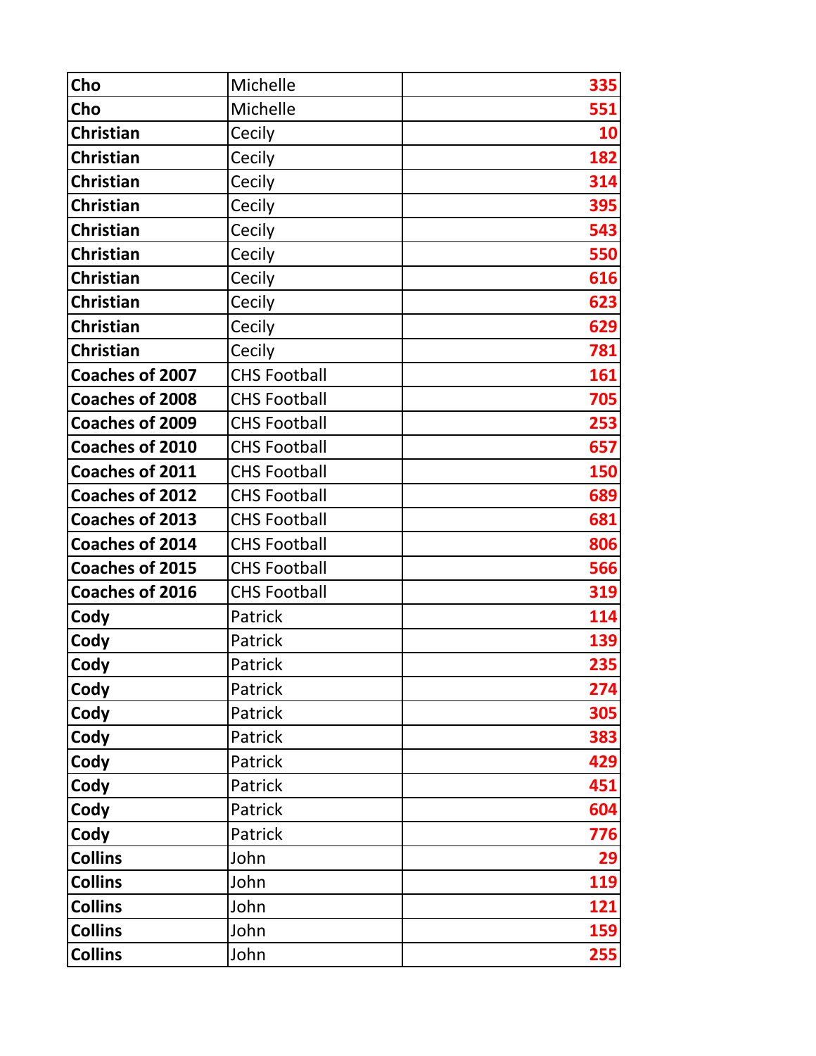| Cho | Michelle | 335 |
|---|---|---|
| Cho | Michelle | 551 |
| Christian | Cecily | 10 |
| Christian | Cecily | 182 |
| Christian | Cecily | 314 |
| Christian | Cecily | 395 |
| Christian | Cecily | 543 |
| Christian | Cecily | 550 |
| Christian | Cecily | 616 |
| Christian | Cecily | 623 |
| Christian | Cecily | 629 |
| Christian | Cecily | 781 |
| Coaches of 2007 | CHS Football | 161 |
| Coaches of 2008 | CHS Football | 705 |
| Coaches of 2009 | CHS Football | 253 |
| Coaches of 2010 | CHS Football | 657 |
| Coaches of 2011 | CHS Football | 150 |
| Coaches of 2012 | CHS Football | 689 |
| Coaches of 2013 | CHS Football | 681 |
| Coaches of 2014 | CHS Football | 806 |
| Coaches of 2015 | CHS Football | 566 |
| Coaches of 2016 | CHS Football | 319 |
| Cody | Patrick | 114 |
| Cody | Patrick | 139 |
| Cody | Patrick | 235 |
| Cody | Patrick | 274 |
| Cody | Patrick | 305 |
| Cody | Patrick | 383 |
| Cody | Patrick | 429 |
| Cody | Patrick | 451 |
| Cody | Patrick | 604 |
| Cody | Patrick | 776 |
| Collins | John | 29 |
| Collins | John | 119 |
| Collins | John | 121 |
| Collins | John | 159 |
| Collins | John | 255 |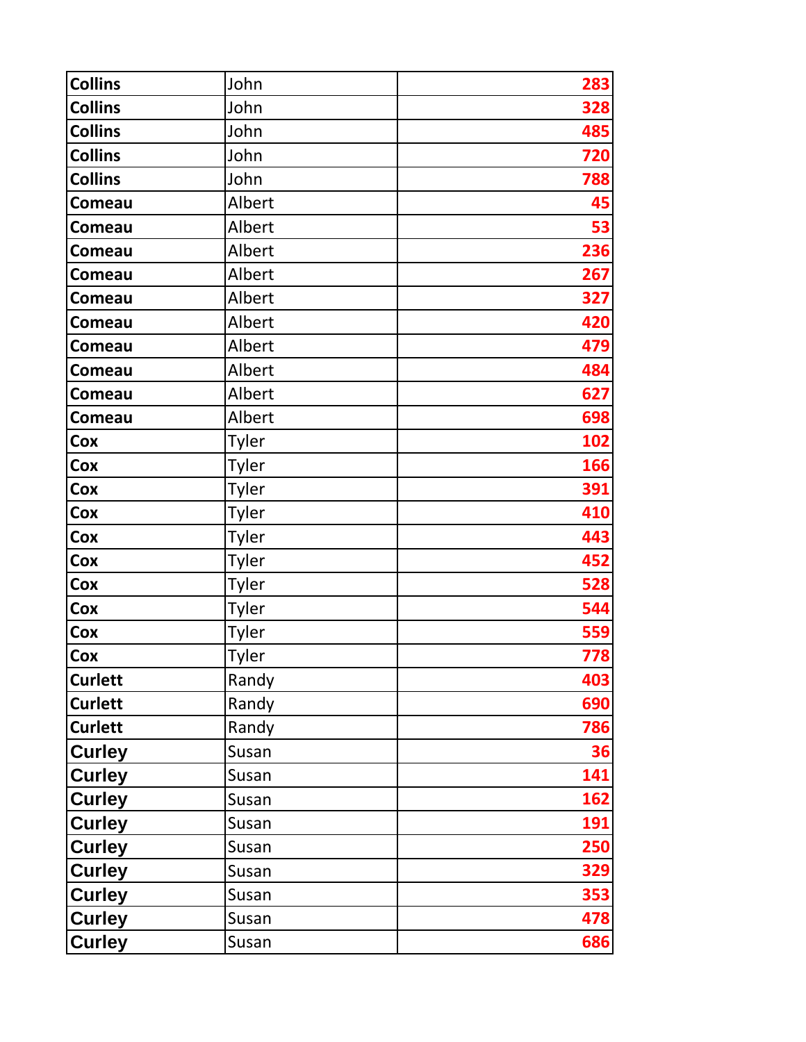| | | |
|---|---|---|
| **Collins** | John | **283** |
| **Collins** | John | **328** |
| **Collins** | John | **485** |
| **Collins** | John | **720** |
| **Collins** | John | **788** |
| **Comeau** | Albert | **45** |
| **Comeau** | Albert | **53** |
| **Comeau** | Albert | **236** |
| **Comeau** | Albert | **267** |
| **Comeau** | Albert | **327** |
| **Comeau** | Albert | **420** |
| **Comeau** | Albert | **479** |
| **Comeau** | Albert | **484** |
| **Comeau** | Albert | **627** |
| **Comeau** | Albert | **698** |
| **Cox** | Tyler | **102** |
| **Cox** | Tyler | **166** |
| **Cox** | Tyler | **391** |
| **Cox** | Tyler | **410** |
| **Cox** | Tyler | **443** |
| **Cox** | Tyler | **452** |
| **Cox** | Tyler | **528** |
| **Cox** | Tyler | **544** |
| **Cox** | Tyler | **559** |
| **Cox** | Tyler | **778** |
| **Curlett** | Randy | **403** |
| **Curlett** | Randy | **690** |
| **Curlett** | Randy | **786** |
| **Curley** | Susan | **36** |
| **Curley** | Susan | **141** |
| **Curley** | Susan | **162** |
| **Curley** | Susan | **191** |
| **Curley** | Susan | **250** |
| **Curley** | Susan | **329** |
| **Curley** | Susan | **353** |
| **Curley** | Susan | **478** |
| **Curley** | Susan | **686** |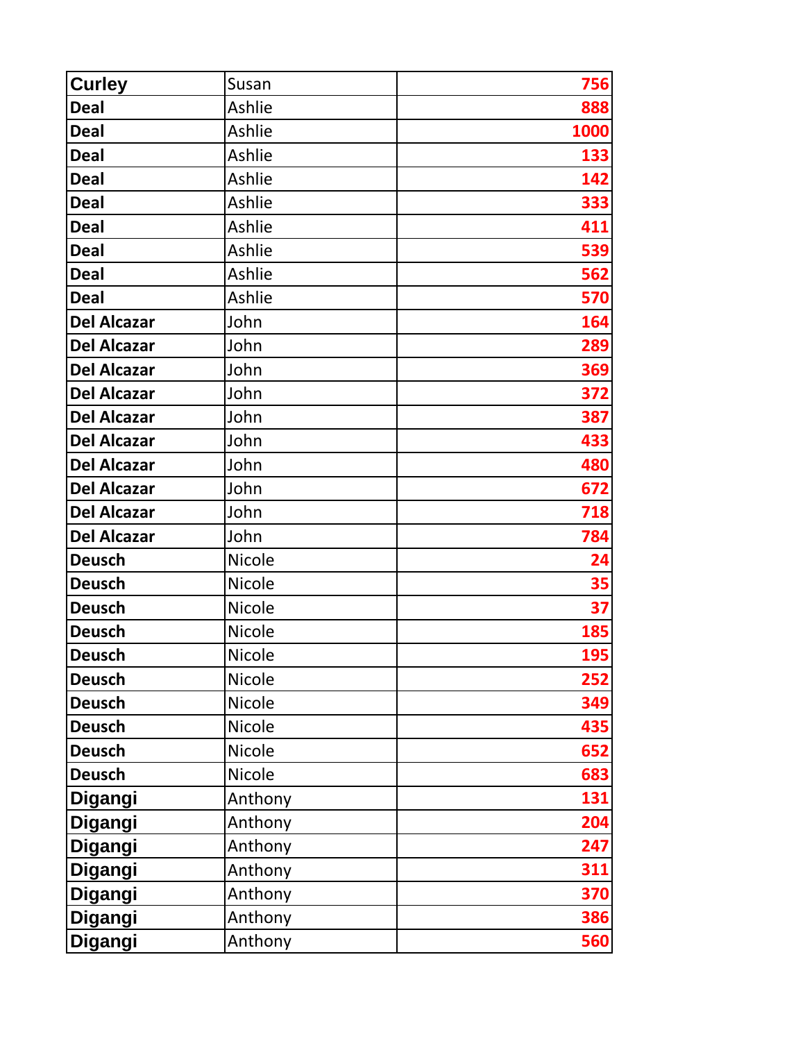| Curley | Susan | 756 |
|---|---|---|
| Deal | Ashlie | 888 |
| Deal | Ashlie | 1000 |
| Deal | Ashlie | 133 |
| Deal | Ashlie | 142 |
| Deal | Ashlie | 333 |
| Deal | Ashlie | 411 |
| Deal | Ashlie | 539 |
| Deal | Ashlie | 562 |
| Deal | Ashlie | 570 |
| Del Alcazar | John | 164 |
| Del Alcazar | John | 289 |
| Del Alcazar | John | 369 |
| Del Alcazar | John | 372 |
| Del Alcazar | John | 387 |
| Del Alcazar | John | 433 |
| Del Alcazar | John | 480 |
| Del Alcazar | John | 672 |
| Del Alcazar | John | 718 |
| Del Alcazar | John | 784 |
| Deusch | Nicole | 24 |
| Deusch | Nicole | 35 |
| Deusch | Nicole | 37 |
| Deusch | Nicole | 185 |
| Deusch | Nicole | 195 |
| Deusch | Nicole | 252 |
| Deusch | Nicole | 349 |
| Deusch | Nicole | 435 |
| Deusch | Nicole | 652 |
| Deusch | Nicole | 683 |
| Digangi | Anthony | 131 |
| Digangi | Anthony | 204 |
| Digangi | Anthony | 247 |
| Digangi | Anthony | 311 |
| Digangi | Anthony | 370 |
| Digangi | Anthony | 386 |
| Digangi | Anthony | 560 |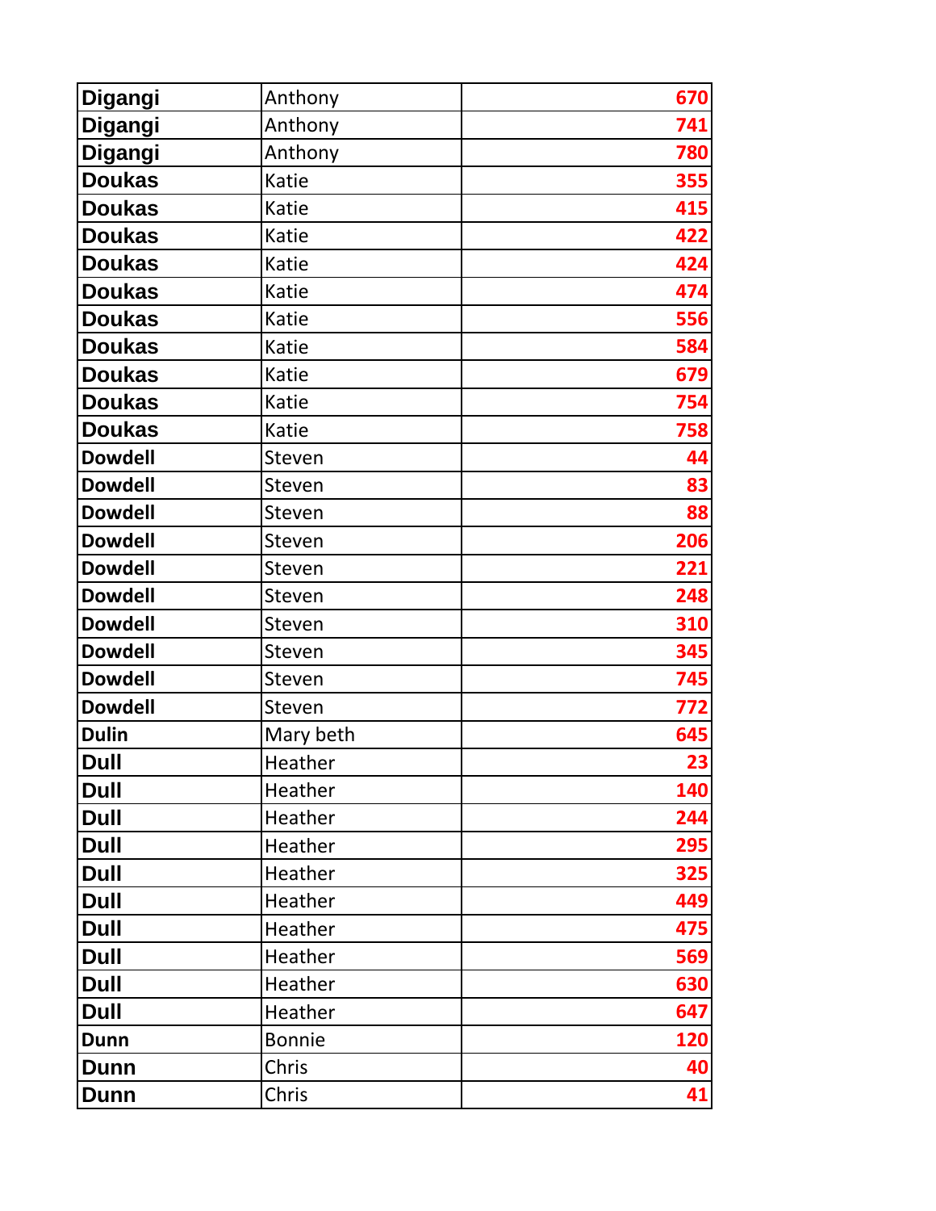| | | |
|---|---|---|
| **Digangi** | Anthony | 670 |
| **Digangi** | Anthony | 741 |
| **Digangi** | Anthony | 780 |
| **Doukas** | Katie | 355 |
| **Doukas** | Katie | 415 |
| **Doukas** | Katie | 422 |
| **Doukas** | Katie | 424 |
| **Doukas** | Katie | 474 |
| **Doukas** | Katie | 556 |
| **Doukas** | Katie | 584 |
| **Doukas** | Katie | 679 |
| **Doukas** | Katie | 754 |
| **Doukas** | Katie | 758 |
| **Dowdell** | Steven | 44 |
| **Dowdell** | Steven | 83 |
| **Dowdell** | Steven | 88 |
| **Dowdell** | Steven | 206 |
| **Dowdell** | Steven | 221 |
| **Dowdell** | Steven | 248 |
| **Dowdell** | Steven | 310 |
| **Dowdell** | Steven | 345 |
| **Dowdell** | Steven | 745 |
| **Dowdell** | Steven | 772 |
| **Dulin** | Mary beth | 645 |
| **Dull** | Heather | 23 |
| **Dull** | Heather | 140 |
| **Dull** | Heather | 244 |
| **Dull** | Heather | 295 |
| **Dull** | Heather | 325 |
| **Dull** | Heather | 449 |
| **Dull** | Heather | 475 |
| **Dull** | Heather | 569 |
| **Dull** | Heather | 630 |
| **Dull** | Heather | 647 |
| **Dunn** | Bonnie | 120 |
| **Dunn** | Chris | 40 |
| **Dunn** | Chris | 41 |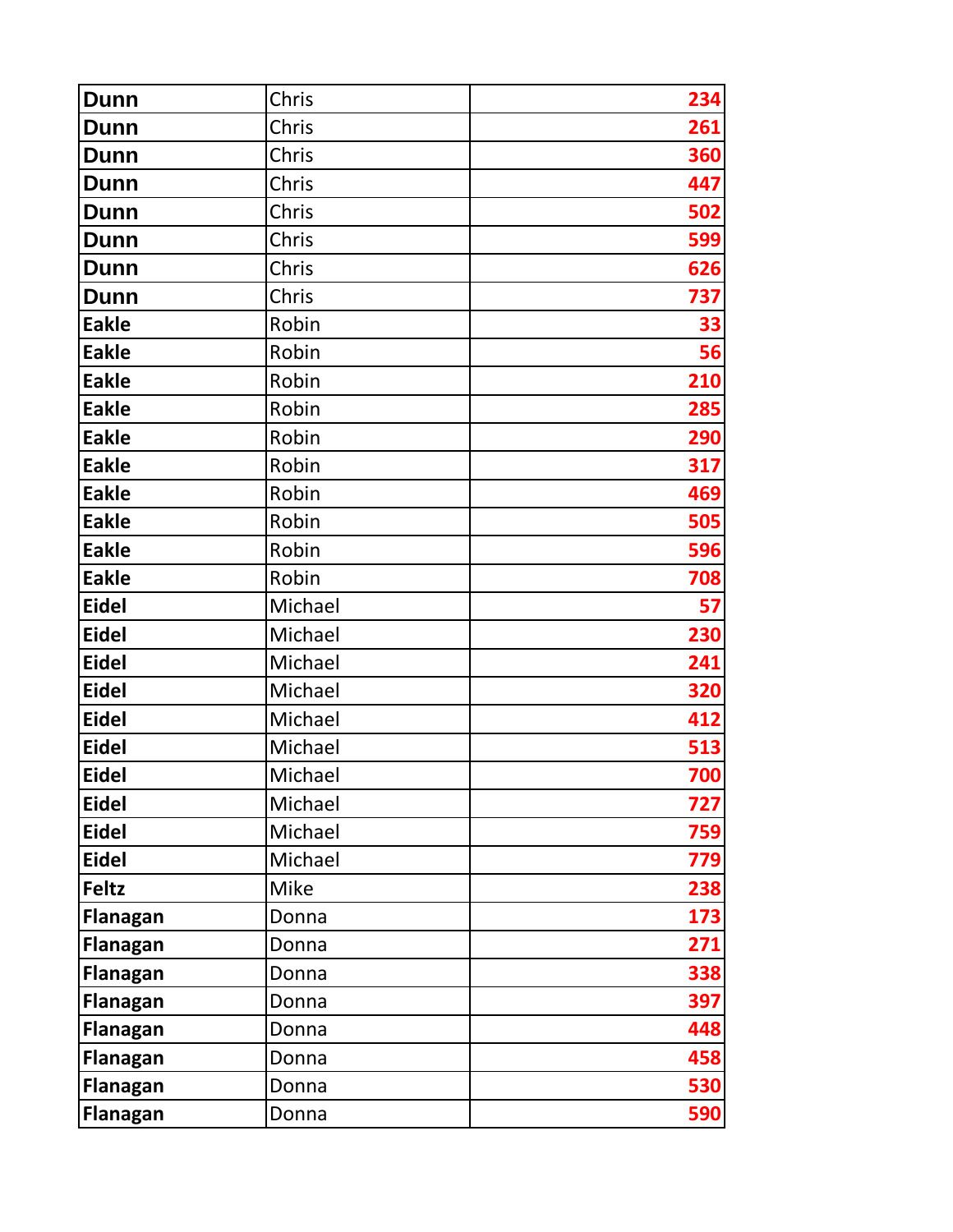| | | |
|---|---|---|
| **Dunn** | Chris | **234** |
| **Dunn** | Chris | **261** |
| **Dunn** | Chris | **360** |
| **Dunn** | Chris | **447** |
| **Dunn** | Chris | **502** |
| **Dunn** | Chris | **599** |
| **Dunn** | Chris | **626** |
| **Dunn** | Chris | **737** |
| **Eakle** | Robin | **33** |
| **Eakle** | Robin | **56** |
| **Eakle** | Robin | **210** |
| **Eakle** | Robin | **285** |
| **Eakle** | Robin | **290** |
| **Eakle** | Robin | **317** |
| **Eakle** | Robin | **469** |
| **Eakle** | Robin | **505** |
| **Eakle** | Robin | **596** |
| **Eakle** | Robin | **708** |
| **Eidel** | Michael | **57** |
| **Eidel** | Michael | **230** |
| **Eidel** | Michael | **241** |
| **Eidel** | Michael | **320** |
| **Eidel** | Michael | **412** |
| **Eidel** | Michael | **513** |
| **Eidel** | Michael | **700** |
| **Eidel** | Michael | **727** |
| **Eidel** | Michael | **759** |
| **Eidel** | Michael | **779** |
| **Feltz** | Mike | **238** |
| **Flanagan** | Donna | **173** |
| **Flanagan** | Donna | **271** |
| **Flanagan** | Donna | **338** |
| **Flanagan** | Donna | **397** |
| **Flanagan** | Donna | **448** |
| **Flanagan** | Donna | **458** |
| **Flanagan** | Donna | **530** |
| **Flanagan** | Donna | **590** |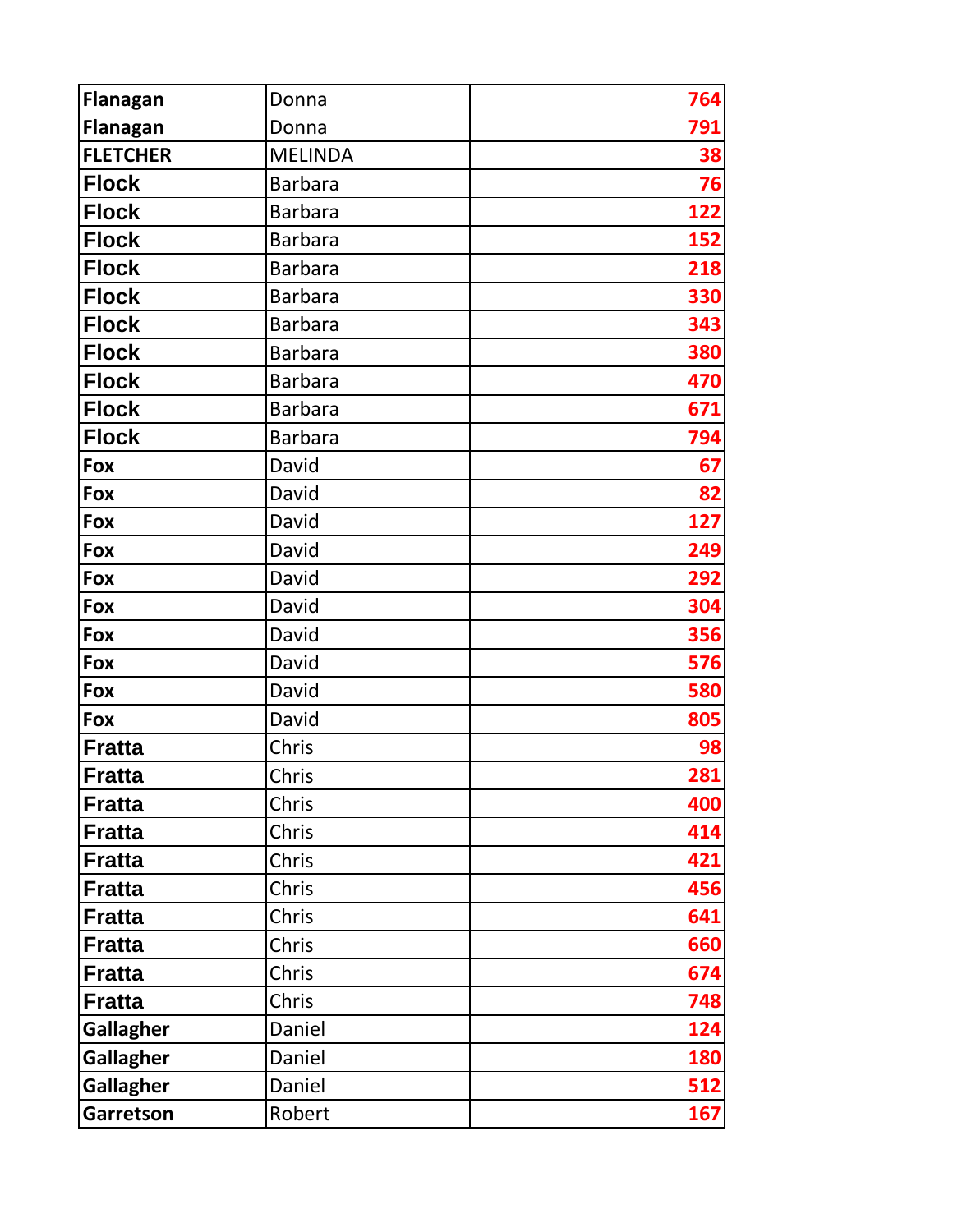| Flanagan | Donna | 764 |
|---|---|---|
| Flanagan | Donna | 791 |
| FLETCHER | MELINDA | 38 |
| Flock | Barbara | 76 |
| Flock | Barbara | 122 |
| Flock | Barbara | 152 |
| Flock | Barbara | 218 |
| Flock | Barbara | 330 |
| Flock | Barbara | 343 |
| Flock | Barbara | 380 |
| Flock | Barbara | 470 |
| Flock | Barbara | 671 |
| Flock | Barbara | 794 |
| Fox | David | 67 |
| Fox | David | 82 |
| Fox | David | 127 |
| Fox | David | 249 |
| Fox | David | 292 |
| Fox | David | 304 |
| Fox | David | 356 |
| Fox | David | 576 |
| Fox | David | 580 |
| Fox | David | 805 |
| Fratta | Chris | 98 |
| Fratta | Chris | 281 |
| Fratta | Chris | 400 |
| Fratta | Chris | 414 |
| Fratta | Chris | 421 |
| Fratta | Chris | 456 |
| Fratta | Chris | 641 |
| Fratta | Chris | 660 |
| Fratta | Chris | 674 |
| Fratta | Chris | 748 |
| Gallagher | Daniel | 124 |
| Gallagher | Daniel | 180 |
| Gallagher | Daniel | 512 |
| Garretson | Robert | 167 |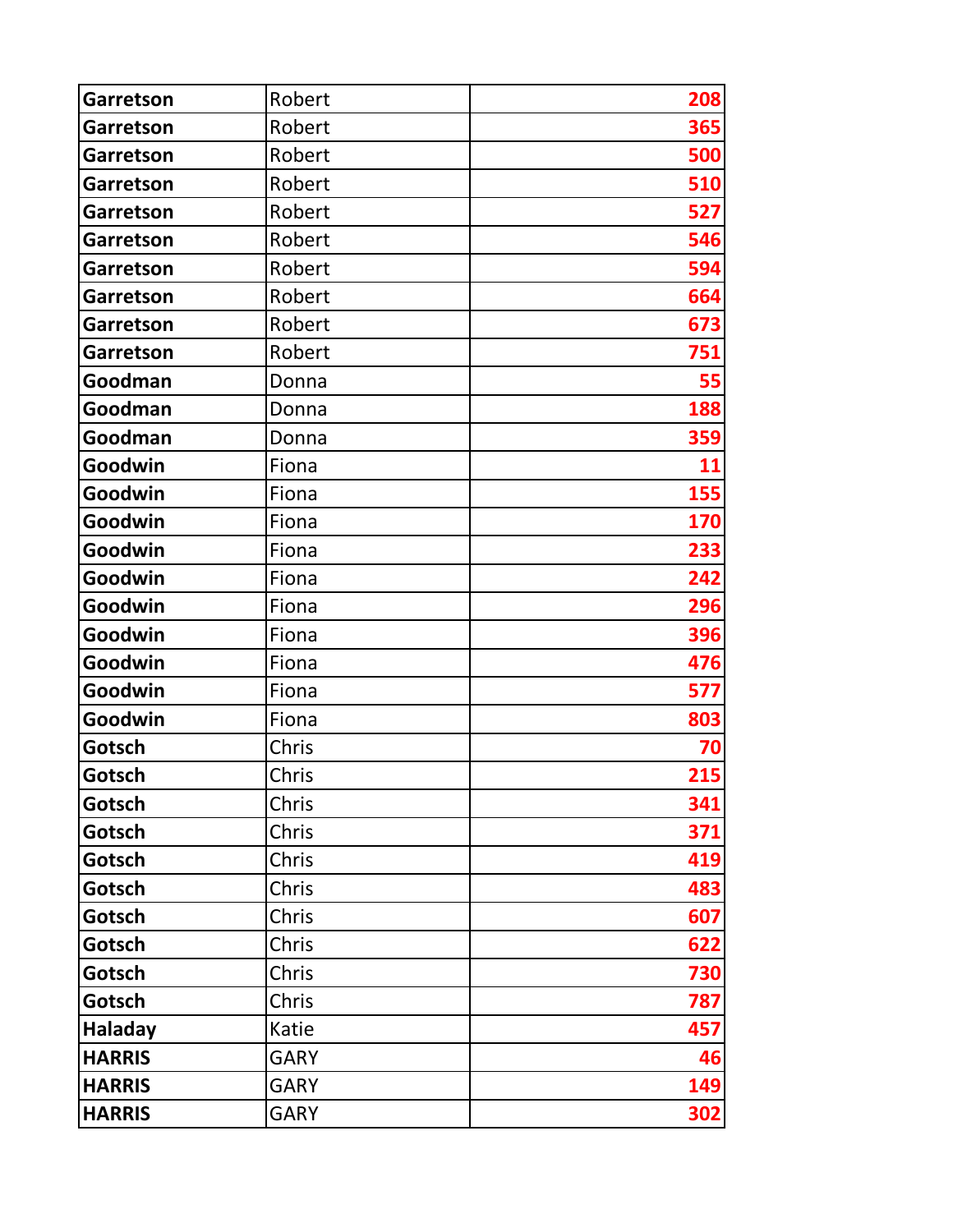| | | |
|---|---|---|
| **Garretson** | Robert | **208** |
| **Garretson** | Robert | **365** |
| **Garretson** | Robert | **500** |
| **Garretson** | Robert | **510** |
| **Garretson** | Robert | **527** |
| **Garretson** | Robert | **546** |
| **Garretson** | Robert | **594** |
| **Garretson** | Robert | **664** |
| **Garretson** | Robert | **673** |
| **Garretson** | Robert | **751** |
| **Goodman** | Donna | **55** |
| **Goodman** | Donna | **188** |
| **Goodman** | Donna | **359** |
| **Goodwin** | Fiona | **11** |
| **Goodwin** | Fiona | **155** |
| **Goodwin** | Fiona | **170** |
| **Goodwin** | Fiona | **233** |
| **Goodwin** | Fiona | **242** |
| **Goodwin** | Fiona | **296** |
| **Goodwin** | Fiona | **396** |
| **Goodwin** | Fiona | **476** |
| **Goodwin** | Fiona | **577** |
| **Goodwin** | Fiona | **803** |
| **Gotsch** | Chris | **70** |
| **Gotsch** | Chris | **215** |
| **Gotsch** | Chris | **341** |
| **Gotsch** | Chris | **371** |
| **Gotsch** | Chris | **419** |
| **Gotsch** | Chris | **483** |
| **Gotsch** | Chris | **607** |
| **Gotsch** | Chris | **622** |
| **Gotsch** | Chris | **730** |
| **Gotsch** | Chris | **787** |
| **Haladay** | Katie | **457** |
| **HARRIS** | GARY | **46** |
| **HARRIS** | GARY | **149** |
| **HARRIS** | GARY | **302** |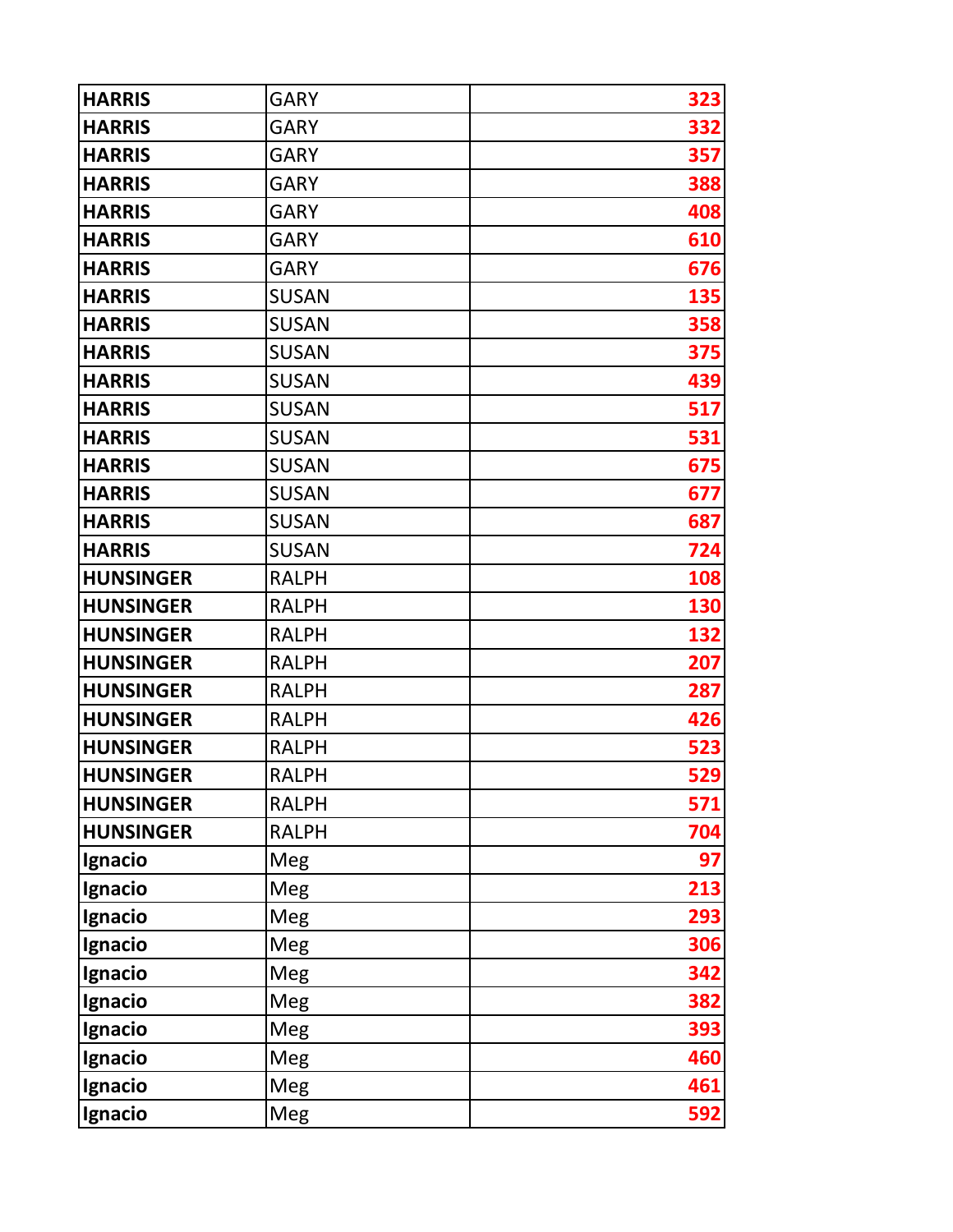| | | |
|---|---|---|
| **HARRIS** | GARY | **323** |
| **HARRIS** | GARY | **332** |
| **HARRIS** | GARY | **357** |
| **HARRIS** | GARY | **388** |
| **HARRIS** | GARY | **408** |
| **HARRIS** | GARY | **610** |
| **HARRIS** | GARY | **676** |
| **HARRIS** | SUSAN | **135** |
| **HARRIS** | SUSAN | **358** |
| **HARRIS** | SUSAN | **375** |
| **HARRIS** | SUSAN | **439** |
| **HARRIS** | SUSAN | **517** |
| **HARRIS** | SUSAN | **531** |
| **HARRIS** | SUSAN | **675** |
| **HARRIS** | SUSAN | **677** |
| **HARRIS** | SUSAN | **687** |
| **HARRIS** | SUSAN | **724** |
| **HUNSINGER** | RALPH | **108** |
| **HUNSINGER** | RALPH | **130** |
| **HUNSINGER** | RALPH | **132** |
| **HUNSINGER** | RALPH | **207** |
| **HUNSINGER** | RALPH | **287** |
| **HUNSINGER** | RALPH | **426** |
| **HUNSINGER** | RALPH | **523** |
| **HUNSINGER** | RALPH | **529** |
| **HUNSINGER** | RALPH | **571** |
| **HUNSINGER** | RALPH | **704** |
| **Ignacio** | Meg | **97** |
| **Ignacio** | Meg | **213** |
| **Ignacio** | Meg | **293** |
| **Ignacio** | Meg | **306** |
| **Ignacio** | Meg | **342** |
| **Ignacio** | Meg | **382** |
| **Ignacio** | Meg | **393** |
| **Ignacio** | Meg | **460** |
| **Ignacio** | Meg | **461** |
| **Ignacio** | Meg | **592** |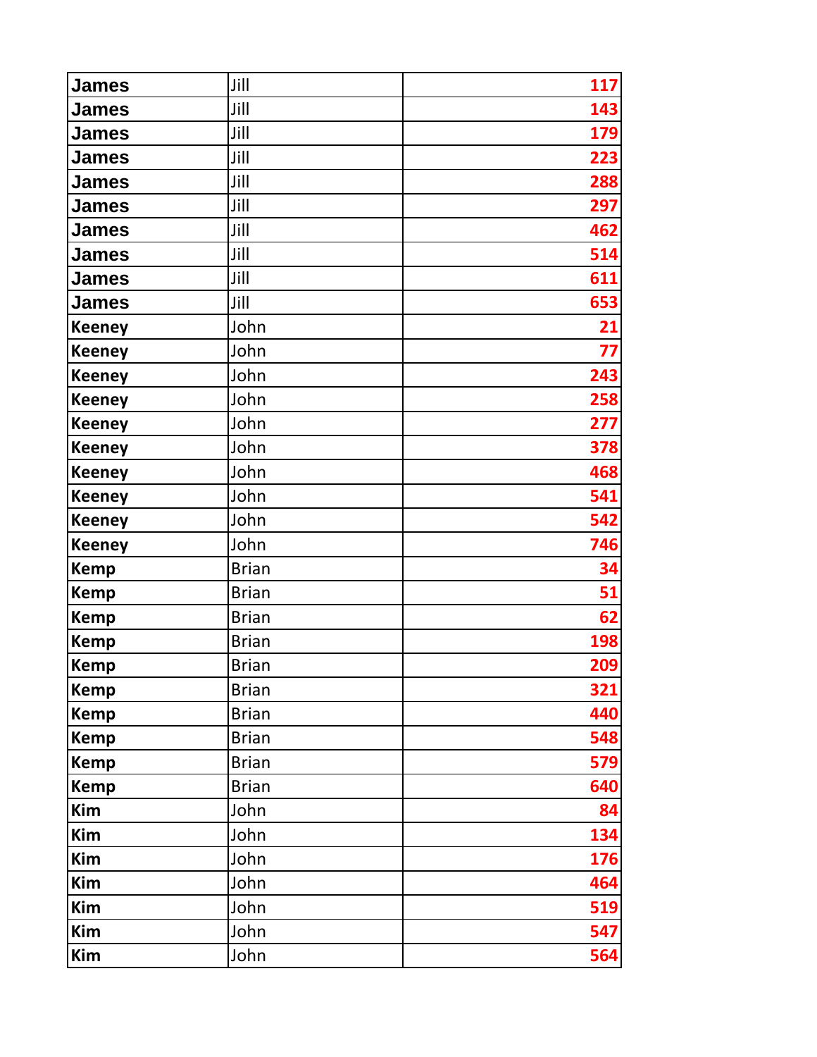| | | |
|---|---|---|
| **James** | Jill | **117** |
| **James** | Jill | **143** |
| **James** | Jill | **179** |
| **James** | Jill | **223** |
| **James** | Jill | **288** |
| **James** | Jill | **297** |
| **James** | Jill | **462** |
| **James** | Jill | **514** |
| **James** | Jill | **611** |
| **James** | Jill | **653** |
| **Keeney** | John | **21** |
| **Keeney** | John | **77** |
| **Keeney** | John | **243** |
| **Keeney** | John | **258** |
| **Keeney** | John | **277** |
| **Keeney** | John | **378** |
| **Keeney** | John | **468** |
| **Keeney** | John | **541** |
| **Keeney** | John | **542** |
| **Keeney** | John | **746** |
| **Kemp** | Brian | **34** |
| **Kemp** | Brian | **51** |
| **Kemp** | Brian | **62** |
| **Kemp** | Brian | **198** |
| **Kemp** | Brian | **209** |
| **Kemp** | Brian | **321** |
| **Kemp** | Brian | **440** |
| **Kemp** | Brian | **548** |
| **Kemp** | Brian | **579** |
| **Kemp** | Brian | **640** |
| **Kim** | John | **84** |
| **Kim** | John | **134** |
| **Kim** | John | **176** |
| **Kim** | John | **464** |
| **Kim** | John | **519** |
| **Kim** | John | **547** |
| **Kim** | John | **564** |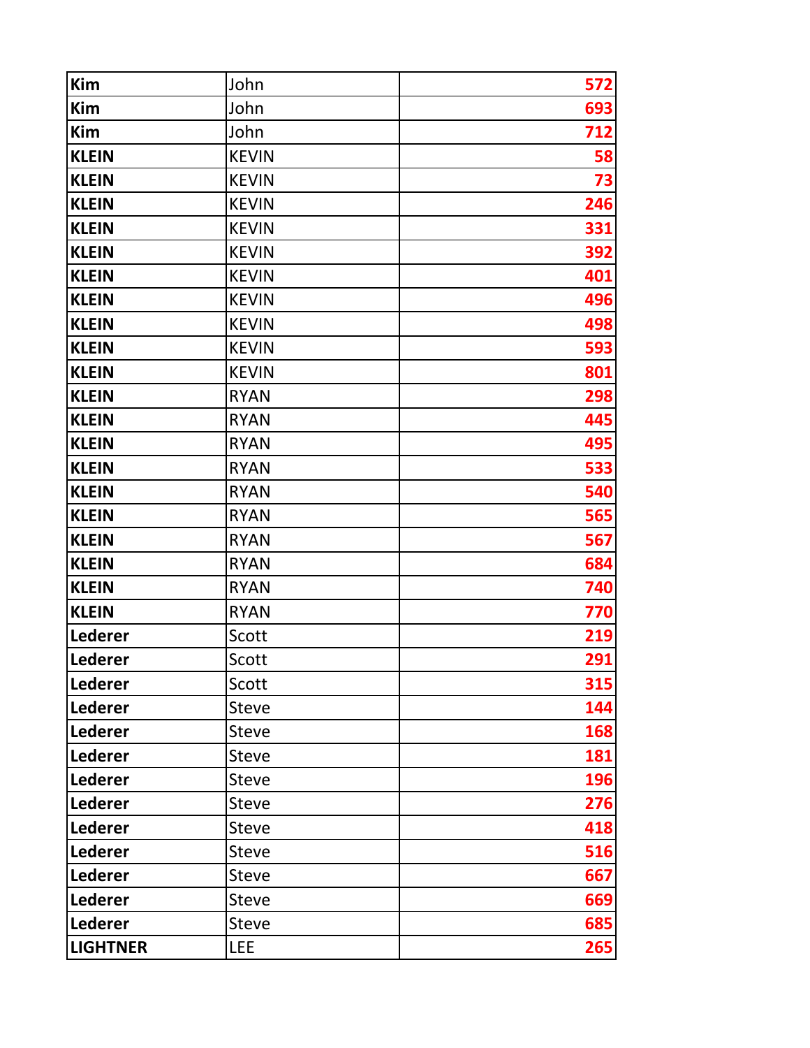| | | |
|---|---|---|
| **Kim** | John | **572** |
| **Kim** | John | **693** |
| **Kim** | John | **712** |
| **KLEIN** | KEVIN | **58** |
| **KLEIN** | KEVIN | **73** |
| **KLEIN** | KEVIN | **246** |
| **KLEIN** | KEVIN | **331** |
| **KLEIN** | KEVIN | **392** |
| **KLEIN** | KEVIN | **401** |
| **KLEIN** | KEVIN | **496** |
| **KLEIN** | KEVIN | **498** |
| **KLEIN** | KEVIN | **593** |
| **KLEIN** | KEVIN | **801** |
| **KLEIN** | RYAN | **298** |
| **KLEIN** | RYAN | **445** |
| **KLEIN** | RYAN | **495** |
| **KLEIN** | RYAN | **533** |
| **KLEIN** | RYAN | **540** |
| **KLEIN** | RYAN | **565** |
| **KLEIN** | RYAN | **567** |
| **KLEIN** | RYAN | **684** |
| **KLEIN** | RYAN | **740** |
| **KLEIN** | RYAN | **770** |
| **Lederer** | Scott | **219** |
| **Lederer** | Scott | **291** |
| **Lederer** | Scott | **315** |
| **Lederer** | Steve | **144** |
| **Lederer** | Steve | **168** |
| **Lederer** | Steve | **181** |
| **Lederer** | Steve | **196** |
| **Lederer** | Steve | **276** |
| **Lederer** | Steve | **418** |
| **Lederer** | Steve | **516** |
| **Lederer** | Steve | **667** |
| **Lederer** | Steve | **669** |
| **Lederer** | Steve | **685** |
| **LIGHTNER** | LEE | **265** |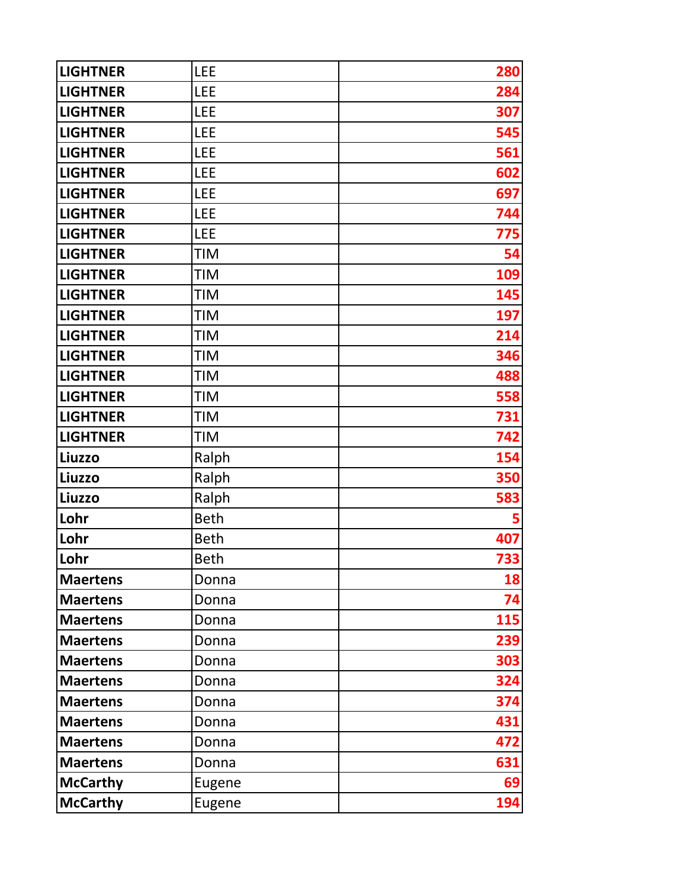| | | |
|---|---|---|
| **LIGHTNER** | LEE | **280** |
| **LIGHTNER** | LEE | **284** |
| **LIGHTNER** | LEE | **307** |
| **LIGHTNER** | LEE | **545** |
| **LIGHTNER** | LEE | **561** |
| **LIGHTNER** | LEE | **602** |
| **LIGHTNER** | LEE | **697** |
| **LIGHTNER** | LEE | **744** |
| **LIGHTNER** | LEE | **775** |
| **LIGHTNER** | TIM | **54** |
| **LIGHTNER** | TIM | **109** |
| **LIGHTNER** | TIM | **145** |
| **LIGHTNER** | TIM | **197** |
| **LIGHTNER** | TIM | **214** |
| **LIGHTNER** | TIM | **346** |
| **LIGHTNER** | TIM | **488** |
| **LIGHTNER** | TIM | **558** |
| **LIGHTNER** | TIM | **731** |
| **LIGHTNER** | TIM | **742** |
| **Liuzzo** | Ralph | **154** |
| **Liuzzo** | Ralph | **350** |
| **Liuzzo** | Ralph | **583** |
| **Lohr** | Beth | **5** |
| **Lohr** | Beth | **407** |
| **Lohr** | Beth | **733** |
| **Maertens** | Donna | **18** |
| **Maertens** | Donna | **74** |
| **Maertens** | Donna | **115** |
| **Maertens** | Donna | **239** |
| **Maertens** | Donna | **303** |
| **Maertens** | Donna | **324** |
| **Maertens** | Donna | **374** |
| **Maertens** | Donna | **431** |
| **Maertens** | Donna | **472** |
| **Maertens** | Donna | **631** |
| **McCarthy** | Eugene | **69** |
| **McCarthy** | Eugene | **194** |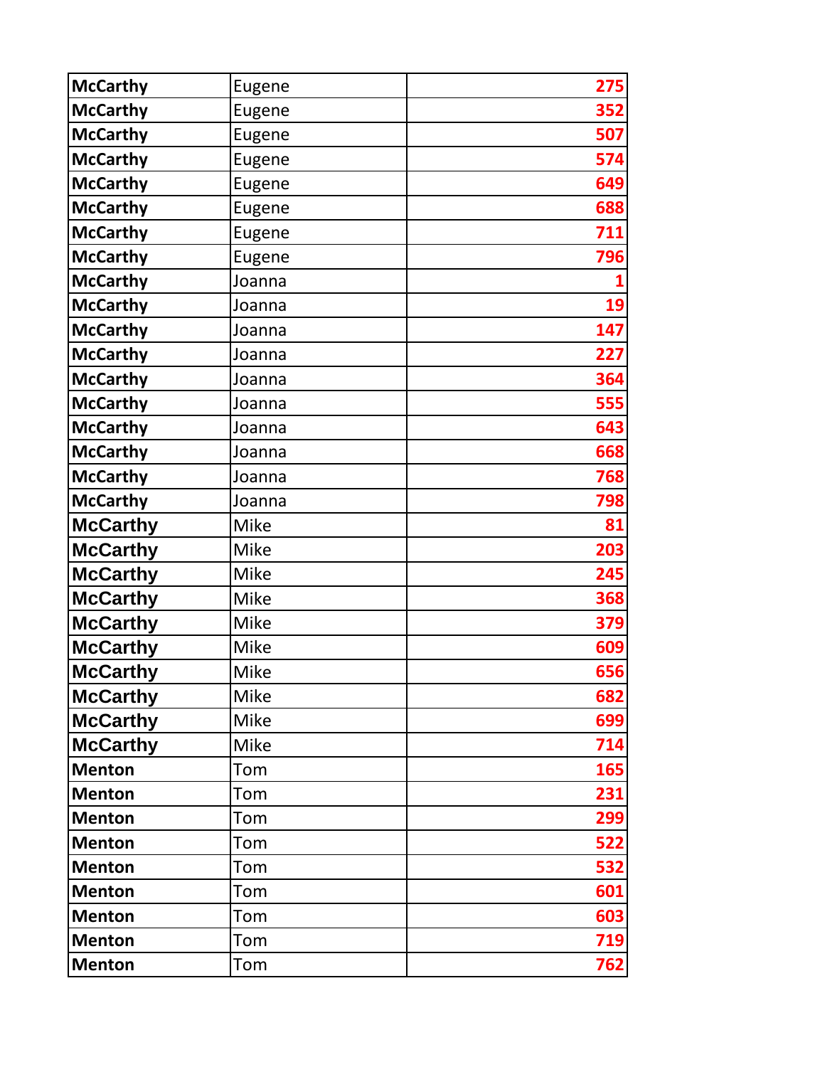| | | |
|---|---|---|
| **McCarthy** | Eugene | **275** |
| **McCarthy** | Eugene | **352** |
| **McCarthy** | Eugene | **507** |
| **McCarthy** | Eugene | **574** |
| **McCarthy** | Eugene | **649** |
| **McCarthy** | Eugene | **688** |
| **McCarthy** | Eugene | **711** |
| **McCarthy** | Eugene | **796** |
| **McCarthy** | Joanna | **1** |
| **McCarthy** | Joanna | **19** |
| **McCarthy** | Joanna | **147** |
| **McCarthy** | Joanna | **227** |
| **McCarthy** | Joanna | **364** |
| **McCarthy** | Joanna | **555** |
| **McCarthy** | Joanna | **643** |
| **McCarthy** | Joanna | **668** |
| **McCarthy** | Joanna | **768** |
| **McCarthy** | Joanna | **798** |
| **McCarthy** | Mike | **81** |
| **McCarthy** | Mike | **203** |
| **McCarthy** | Mike | **245** |
| **McCarthy** | Mike | **368** |
| **McCarthy** | Mike | **379** |
| **McCarthy** | Mike | **609** |
| **McCarthy** | Mike | **656** |
| **McCarthy** | Mike | **682** |
| **McCarthy** | Mike | **699** |
| **McCarthy** | Mike | **714** |
| **Menton** | Tom | **165** |
| **Menton** | Tom | **231** |
| **Menton** | Tom | **299** |
| **Menton** | Tom | **522** |
| **Menton** | Tom | **532** |
| **Menton** | Tom | **601** |
| **Menton** | Tom | **603** |
| **Menton** | Tom | **719** |
| **Menton** | Tom | **762** |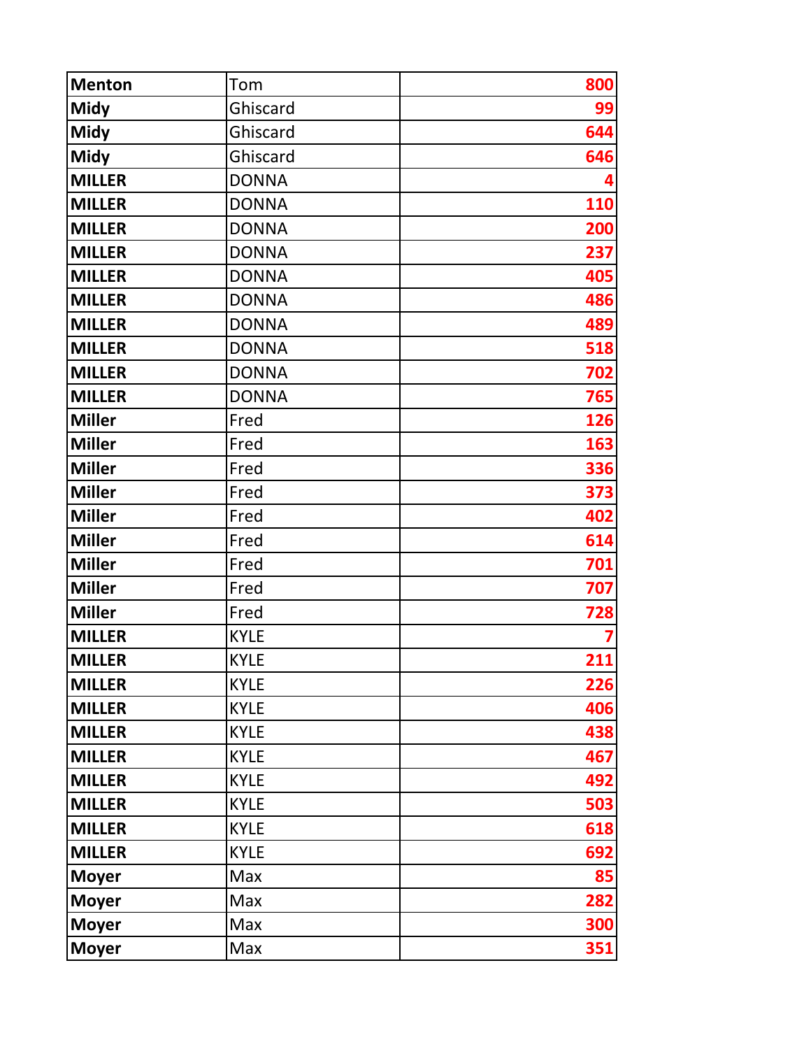| Menton | Tom | 800 |
|---|---|---:|
| Midy | Ghiscard | 99 |
| Midy | Ghiscard | 644 |
| Midy | Ghiscard | 646 |
| MILLER | DONNA | 4 |
| MILLER | DONNA | 110 |
| MILLER | DONNA | 200 |
| MILLER | DONNA | 237 |
| MILLER | DONNA | 405 |
| MILLER | DONNA | 486 |
| MILLER | DONNA | 489 |
| MILLER | DONNA | 518 |
| MILLER | DONNA | 702 |
| MILLER | DONNA | 765 |
| Miller | Fred | 126 |
| Miller | Fred | 163 |
| Miller | Fred | 336 |
| Miller | Fred | 373 |
| Miller | Fred | 402 |
| Miller | Fred | 614 |
| Miller | Fred | 701 |
| Miller | Fred | 707 |
| Miller | Fred | 728 |
| MILLER | KYLE | 7 |
| MILLER | KYLE | 211 |
| MILLER | KYLE | 226 |
| MILLER | KYLE | 406 |
| MILLER | KYLE | 438 |
| MILLER | KYLE | 467 |
| MILLER | KYLE | 492 |
| MILLER | KYLE | 503 |
| MILLER | KYLE | 618 |
| MILLER | KYLE | 692 |
| Moyer | Max | 85 |
| Moyer | Max | 282 |
| Moyer | Max | 300 |
| Moyer | Max | 351 |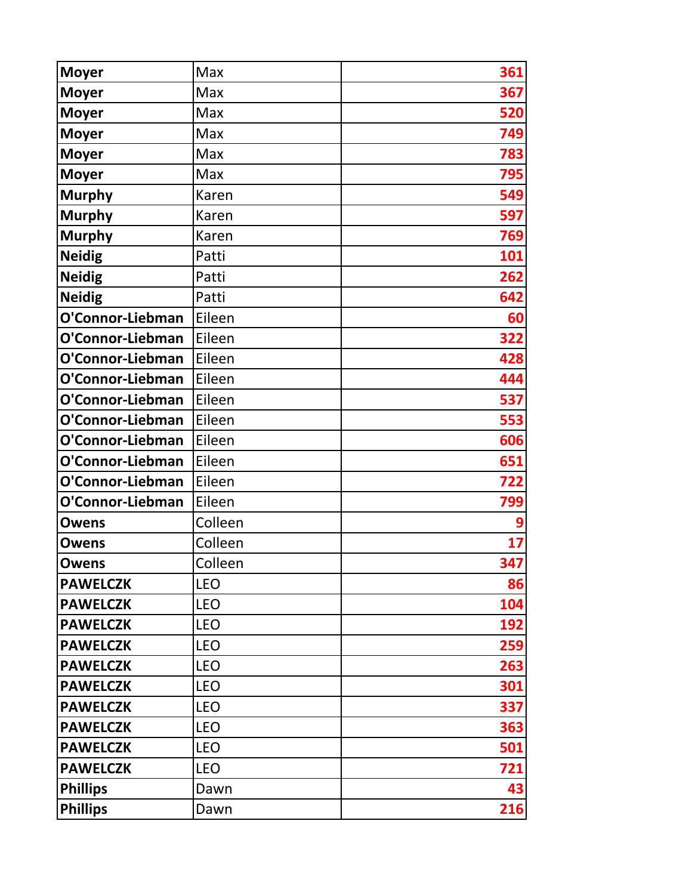| | | |
|---|---|---|
| **Moyer** | Max | **361** |
| **Moyer** | Max | **367** |
| **Moyer** | Max | **520** |
| **Moyer** | Max | **749** |
| **Moyer** | Max | **783** |
| **Moyer** | Max | **795** |
| **Murphy** | Karen | **549** |
| **Murphy** | Karen | **597** |
| **Murphy** | Karen | **769** |
| **Neidig** | Patti | **101** |
| **Neidig** | Patti | **262** |
| **Neidig** | Patti | **642** |
| **O'Connor-Liebman** | Eileen | **60** |
| **O'Connor-Liebman** | Eileen | **322** |
| **O'Connor-Liebman** | Eileen | **428** |
| **O'Connor-Liebman** | Eileen | **444** |
| **O'Connor-Liebman** | Eileen | **537** |
| **O'Connor-Liebman** | Eileen | **553** |
| **O'Connor-Liebman** | Eileen | **606** |
| **O'Connor-Liebman** | Eileen | **651** |
| **O'Connor-Liebman** | Eileen | **722** |
| **O'Connor-Liebman** | Eileen | **799** |
| **Owens** | Colleen | **9** |
| **Owens** | Colleen | **17** |
| **Owens** | Colleen | **347** |
| **PAWELCZK** | LEO | **86** |
| **PAWELCZK** | LEO | **104** |
| **PAWELCZK** | LEO | **192** |
| **PAWELCZK** | LEO | **259** |
| **PAWELCZK** | LEO | **263** |
| **PAWELCZK** | LEO | **301** |
| **PAWELCZK** | LEO | **337** |
| **PAWELCZK** | LEO | **363** |
| **PAWELCZK** | LEO | **501** |
| **PAWELCZK** | LEO | **721** |
| **Phillips** | Dawn | **43** |
| **Phillips** | Dawn | **216** |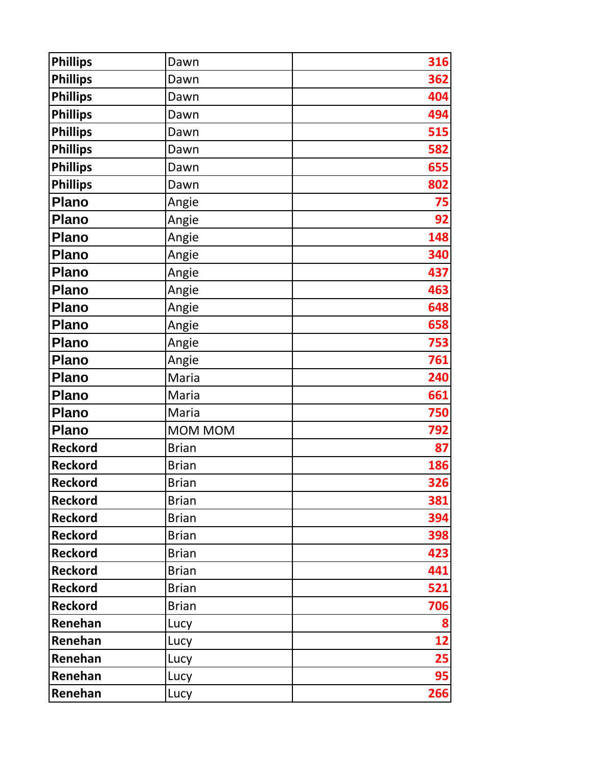| | | |
|---|---|---|
| **Phillips** | Dawn | **316** |
| **Phillips** | Dawn | **362** |
| **Phillips** | Dawn | **404** |
| **Phillips** | Dawn | **494** |
| **Phillips** | Dawn | **515** |
| **Phillips** | Dawn | **582** |
| **Phillips** | Dawn | **655** |
| **Phillips** | Dawn | **802** |
| **Plano** | Angie | **75** |
| **Plano** | Angie | **92** |
| **Plano** | Angie | **148** |
| **Plano** | Angie | **340** |
| **Plano** | Angie | **437** |
| **Plano** | Angie | **463** |
| **Plano** | Angie | **648** |
| **Plano** | Angie | **658** |
| **Plano** | Angie | **753** |
| **Plano** | Angie | **761** |
| **Plano** | Maria | **240** |
| **Plano** | Maria | **661** |
| **Plano** | Maria | **750** |
| **Plano** | MOM MOM | **792** |
| **Reckord** | Brian | **87** |
| **Reckord** | Brian | **186** |
| **Reckord** | Brian | **326** |
| **Reckord** | Brian | **381** |
| **Reckord** | Brian | **394** |
| **Reckord** | Brian | **398** |
| **Reckord** | Brian | **423** |
| **Reckord** | Brian | **441** |
| **Reckord** | Brian | **521** |
| **Reckord** | Brian | **706** |
| **Renehan** | Lucy | **8** |
| **Renehan** | Lucy | **12** |
| **Renehan** | Lucy | **25** |
| **Renehan** | Lucy | **95** |
| **Renehan** | Lucy | **266** |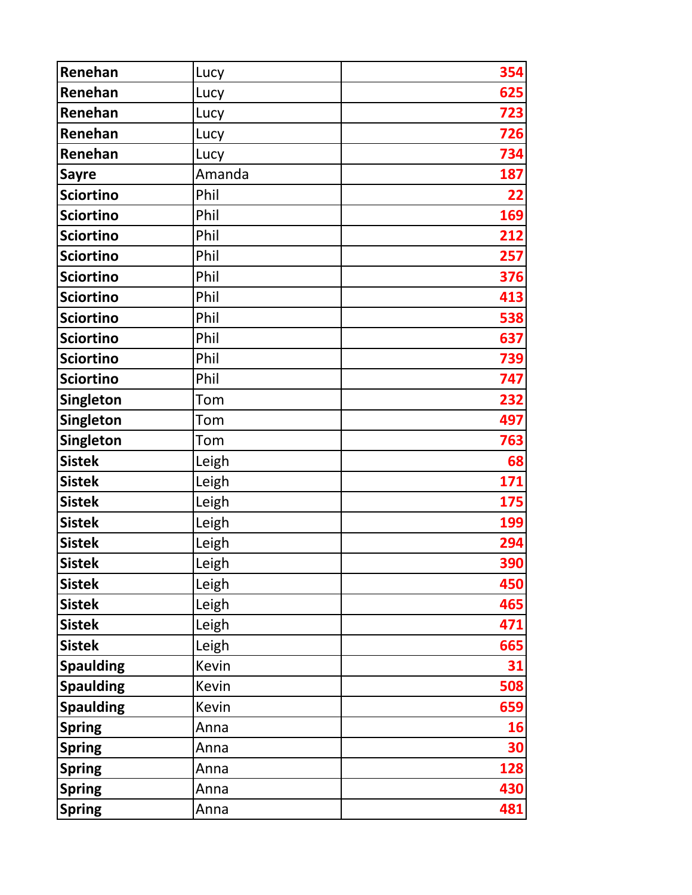| | | |
|---|---|---|
| **Renehan** | Lucy | **354** |
| **Renehan** | Lucy | **625** |
| **Renehan** | Lucy | **723** |
| **Renehan** | Lucy | **726** |
| **Renehan** | Lucy | **734** |
| **Sayre** | Amanda | **187** |
| **Sciortino** | Phil | **22** |
| **Sciortino** | Phil | **169** |
| **Sciortino** | Phil | **212** |
| **Sciortino** | Phil | **257** |
| **Sciortino** | Phil | **376** |
| **Sciortino** | Phil | **413** |
| **Sciortino** | Phil | **538** |
| **Sciortino** | Phil | **637** |
| **Sciortino** | Phil | **739** |
| **Sciortino** | Phil | **747** |
| **Singleton** | Tom | **232** |
| **Singleton** | Tom | **497** |
| **Singleton** | Tom | **763** |
| **Sistek** | Leigh | **68** |
| **Sistek** | Leigh | **171** |
| **Sistek** | Leigh | **175** |
| **Sistek** | Leigh | **199** |
| **Sistek** | Leigh | **294** |
| **Sistek** | Leigh | **390** |
| **Sistek** | Leigh | **450** |
| **Sistek** | Leigh | **465** |
| **Sistek** | Leigh | **471** |
| **Sistek** | Leigh | **665** |
| **Spaulding** | Kevin | **31** |
| **Spaulding** | Kevin | **508** |
| **Spaulding** | Kevin | **659** |
| **Spring** | Anna | **16** |
| **Spring** | Anna | **30** |
| **Spring** | Anna | **128** |
| **Spring** | Anna | **430** |
| **Spring** | Anna | **481** |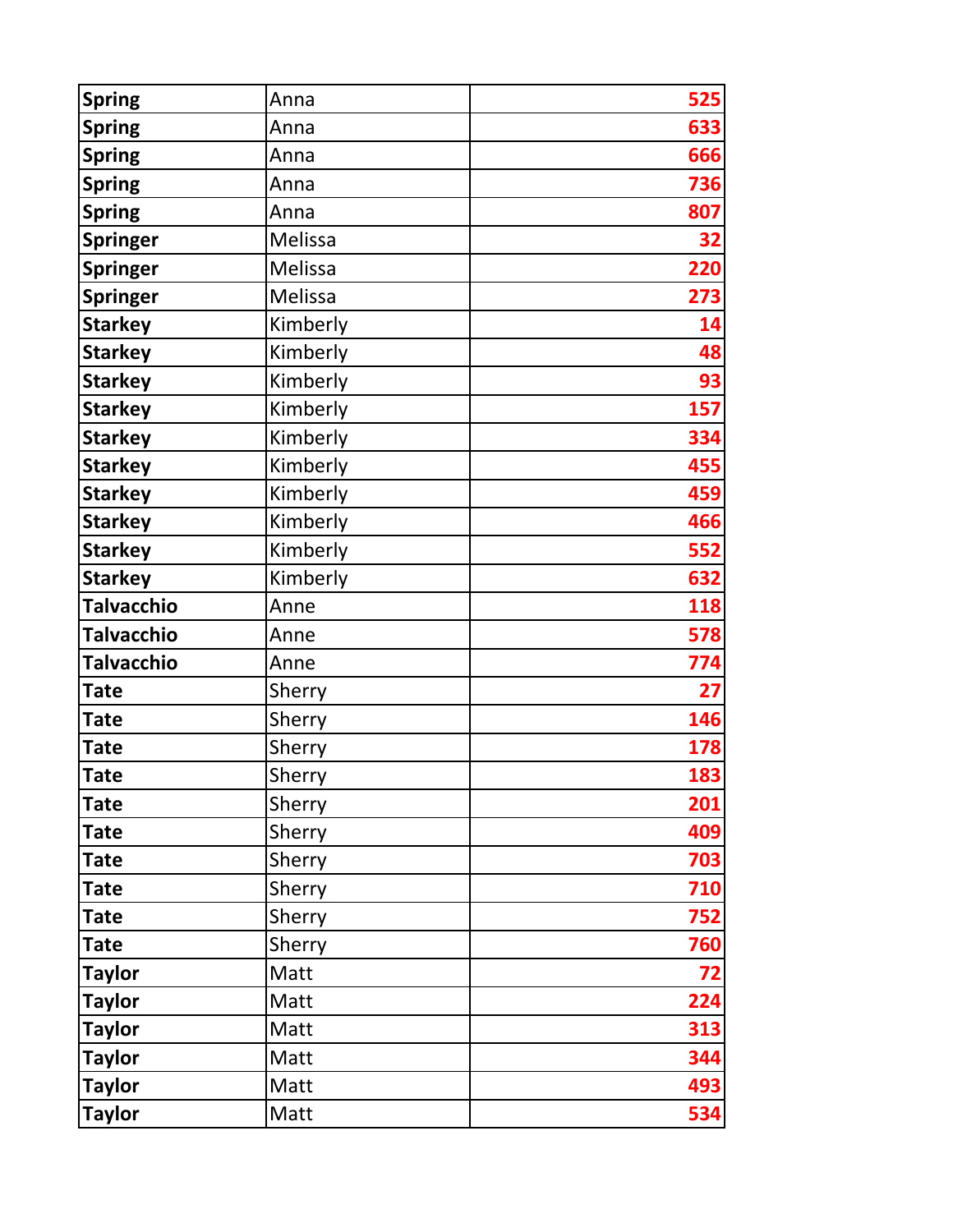| Spring | Anna | 525 |
|---|---|---|
| Spring | Anna | 633 |
| Spring | Anna | 666 |
| Spring | Anna | 736 |
| Spring | Anna | 807 |
| Springer | Melissa | 32 |
| Springer | Melissa | 220 |
| Springer | Melissa | 273 |
| Starkey | Kimberly | 14 |
| Starkey | Kimberly | 48 |
| Starkey | Kimberly | 93 |
| Starkey | Kimberly | 157 |
| Starkey | Kimberly | 334 |
| Starkey | Kimberly | 455 |
| Starkey | Kimberly | 459 |
| Starkey | Kimberly | 466 |
| Starkey | Kimberly | 552 |
| Starkey | Kimberly | 632 |
| Talvacchio | Anne | 118 |
| Talvacchio | Anne | 578 |
| Talvacchio | Anne | 774 |
| Tate | Sherry | 27 |
| Tate | Sherry | 146 |
| Tate | Sherry | 178 |
| Tate | Sherry | 183 |
| Tate | Sherry | 201 |
| Tate | Sherry | 409 |
| Tate | Sherry | 703 |
| Tate | Sherry | 710 |
| Tate | Sherry | 752 |
| Tate | Sherry | 760 |
| Taylor | Matt | 72 |
| Taylor | Matt | 224 |
| Taylor | Matt | 313 |
| Taylor | Matt | 344 |
| Taylor | Matt | 493 |
| Taylor | Matt | 534 |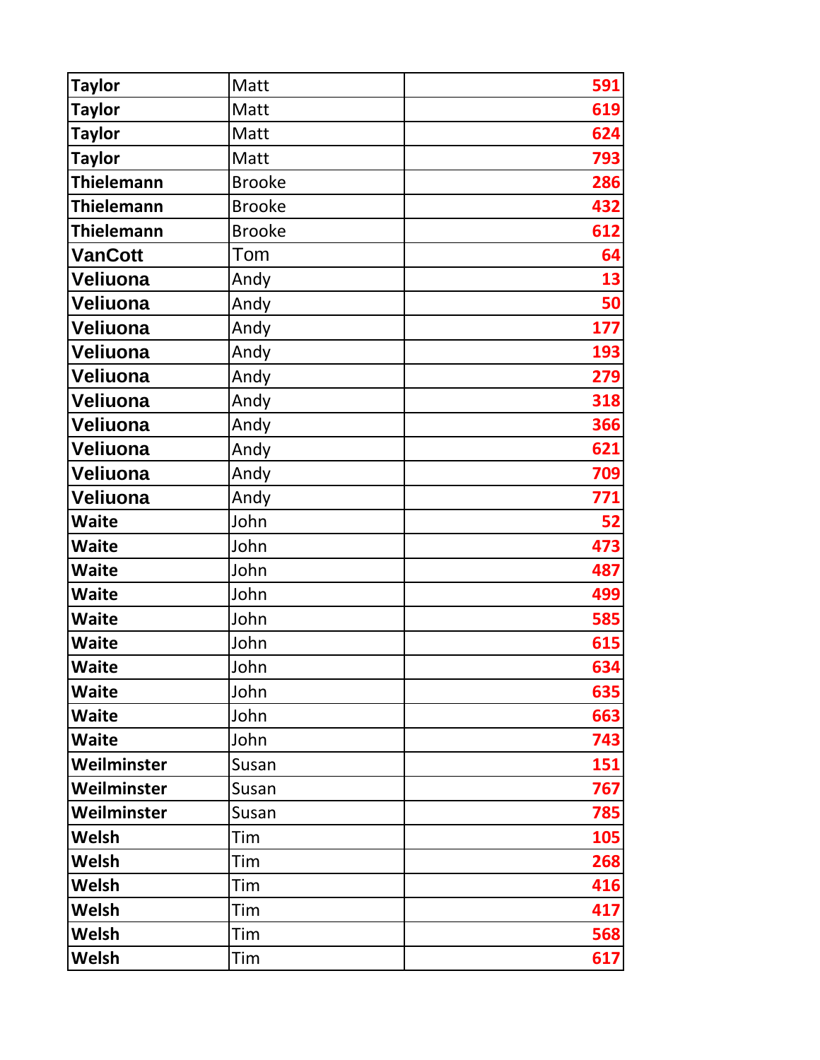| | | |
|---|---|---|
| **Taylor** | Matt | **591** |
| **Taylor** | Matt | **619** |
| **Taylor** | Matt | **624** |
| **Taylor** | Matt | **793** |
| **Thielemann** | Brooke | **286** |
| **Thielemann** | Brooke | **432** |
| **Thielemann** | Brooke | **612** |
| **VanCott** | Tom | **64** |
| **Veliuona** | Andy | **13** |
| **Veliuona** | Andy | **50** |
| **Veliuona** | Andy | **177** |
| **Veliuona** | Andy | **193** |
| **Veliuona** | Andy | **279** |
| **Veliuona** | Andy | **318** |
| **Veliuona** | Andy | **366** |
| **Veliuona** | Andy | **621** |
| **Veliuona** | Andy | **709** |
| **Veliuona** | Andy | **771** |
| **Waite** | John | **52** |
| **Waite** | John | **473** |
| **Waite** | John | **487** |
| **Waite** | John | **499** |
| **Waite** | John | **585** |
| **Waite** | John | **615** |
| **Waite** | John | **634** |
| **Waite** | John | **635** |
| **Waite** | John | **663** |
| **Waite** | John | **743** |
| **Weilminster** | Susan | **151** |
| **Weilminster** | Susan | **767** |
| **Weilminster** | Susan | **785** |
| **Welsh** | Tim | **105** |
| **Welsh** | Tim | **268** |
| **Welsh** | Tim | **416** |
| **Welsh** | Tim | **417** |
| **Welsh** | Tim | **568** |
| **Welsh** | Tim | **617** |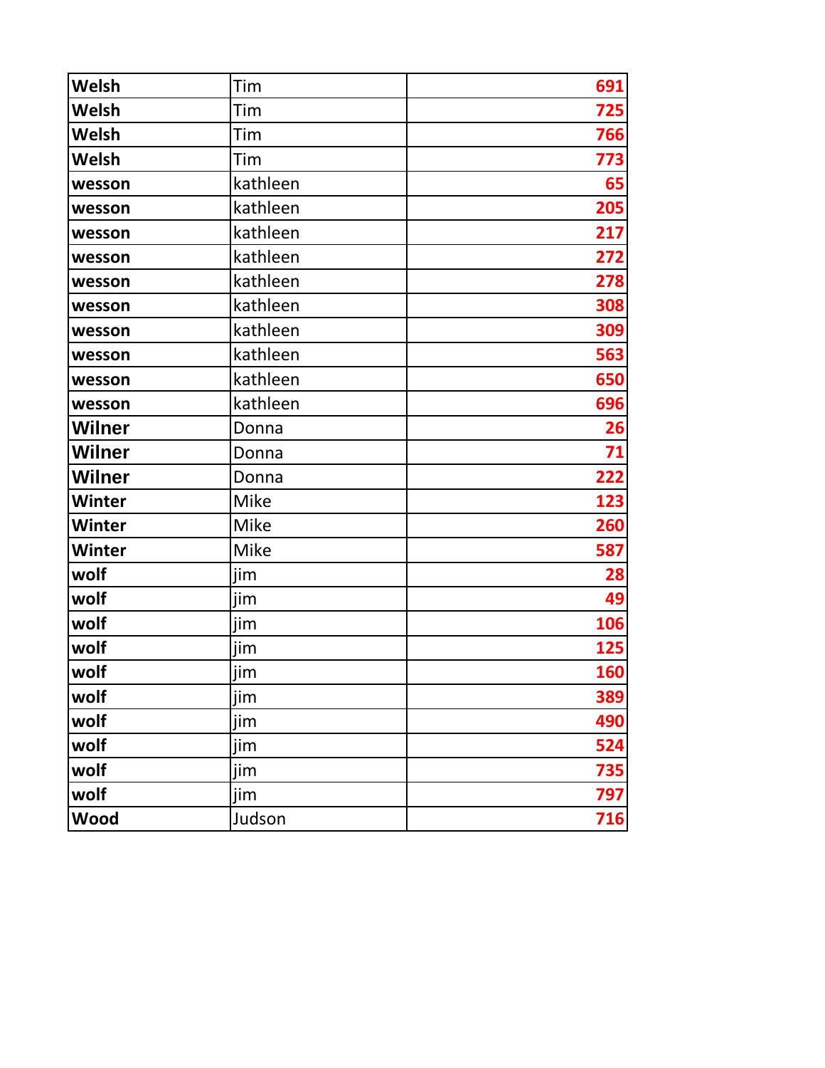| | | |
|---|---|---|
| **Welsh** | Tim | **691** |
| **Welsh** | Tim | **725** |
| **Welsh** | Tim | **766** |
| **Welsh** | Tim | **773** |
| **wesson** | kathleen | **65** |
| **wesson** | kathleen | **205** |
| **wesson** | kathleen | **217** |
| **wesson** | kathleen | **272** |
| **wesson** | kathleen | **278** |
| **wesson** | kathleen | **308** |
| **wesson** | kathleen | **309** |
| **wesson** | kathleen | **563** |
| **wesson** | kathleen | **650** |
| **wesson** | kathleen | **696** |
| **Wilner** | Donna | **26** |
| **Wilner** | Donna | **71** |
| **Wilner** | Donna | **222** |
| **Winter** | Mike | **123** |
| **Winter** | Mike | **260** |
| **Winter** | Mike | **587** |
| **wolf** | jim | **28** |
| **wolf** | jim | **49** |
| **wolf** | jim | **106** |
| **wolf** | jim | **125** |
| **wolf** | jim | **160** |
| **wolf** | jim | **389** |
| **wolf** | jim | **490** |
| **wolf** | jim | **524** |
| **wolf** | jim | **735** |
| **wolf** | jim | **797** |
| **Wood** | Judson | **716** |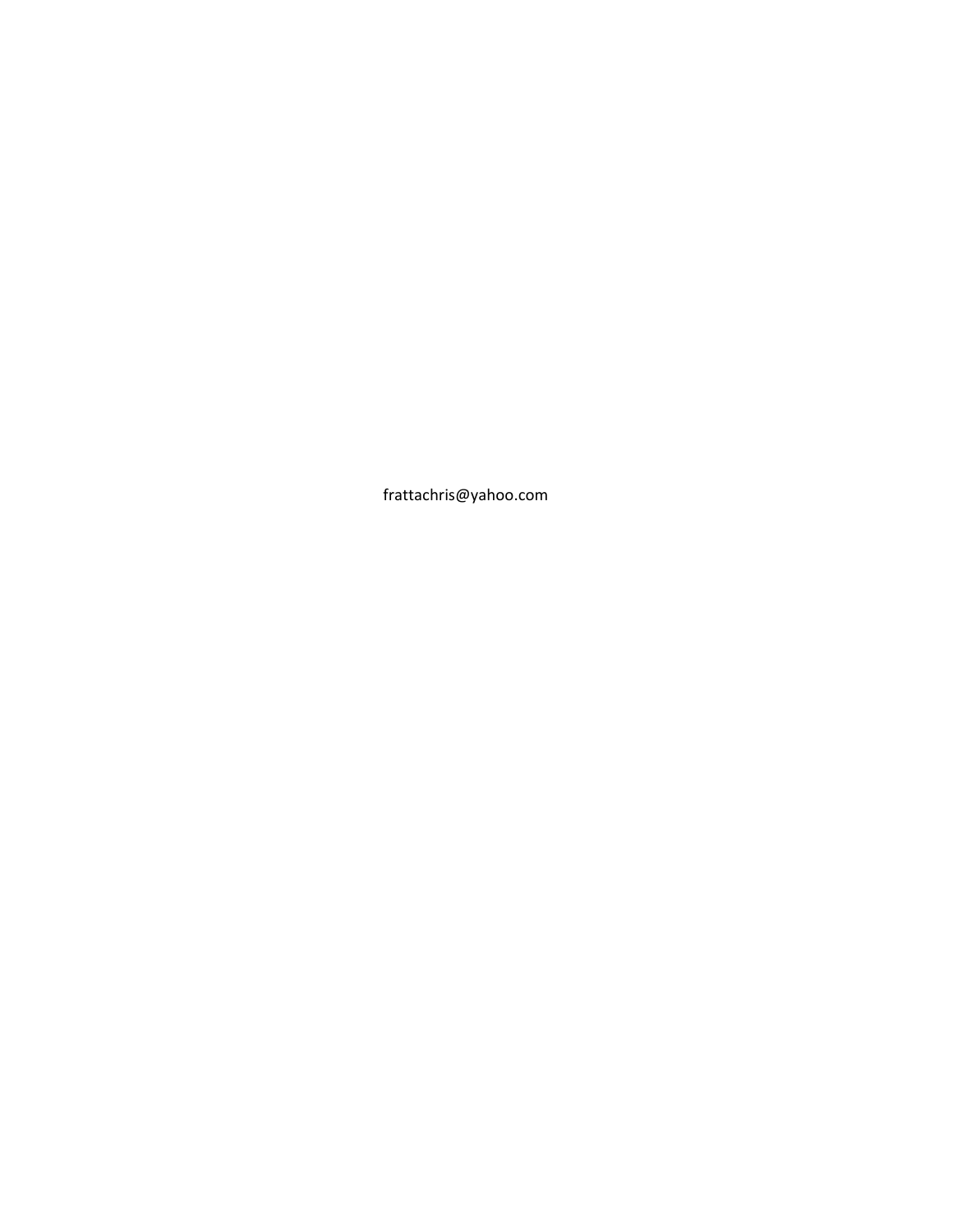frattachris@yahoo.com